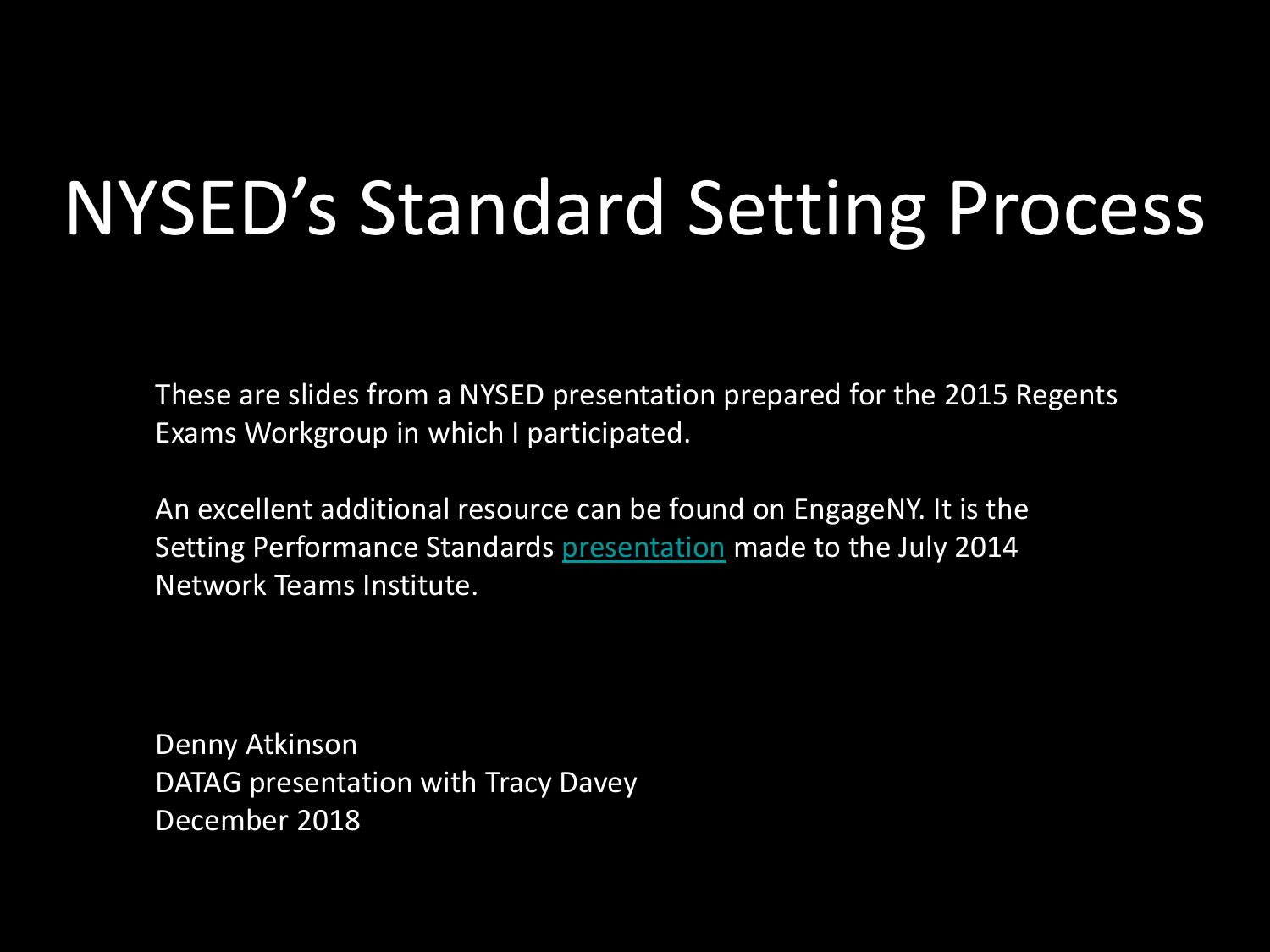# NYSED's Standard Setting Process

These are slides from a NYSED presentation prepared for the 2015 Regents Exams Workgroup in which I participated.

An excellent additional resource can be found on EngageNY. It is the Setting Performance Standards presentation made to the July 2014 Network Teams Institute.

Denny Atkinson
DATAG presentation with Tracy Davey
December 2018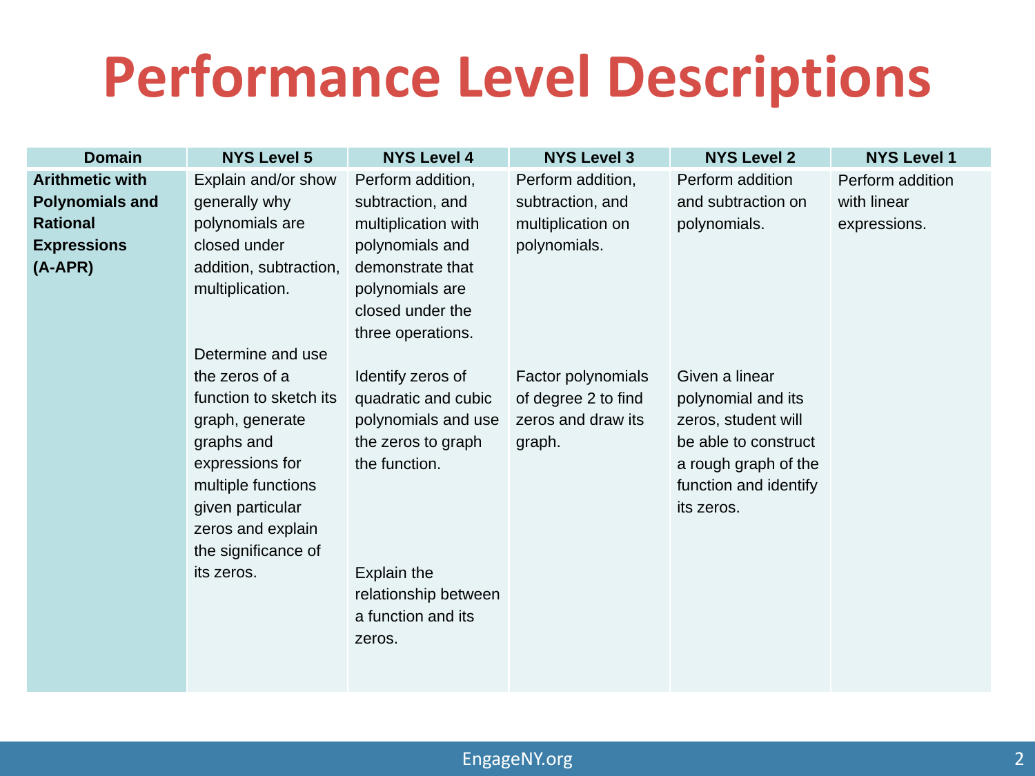# Performance Level Descriptions

| Domain | NYS Level 5 | NYS Level 4 | NYS Level 3 | NYS Level 2 | NYS Level 1 |
|---|---|---|---|---|---|
| **Arithmetic with Polynomials and Rational Expressions (A-APR)** | Explain and/or show generally why polynomials are closed under addition, subtraction, multiplication.<br><br>Determine and use the zeros of a function to sketch its graph, generate graphs and expressions for multiple functions given particular zeros and explain the significance of its zeros. | Perform addition, subtraction, and multiplication with polynomials and demonstrate that polynomials are closed under the three operations.<br><br>Identify zeros of quadratic and cubic polynomials and use the zeros to graph the function.<br><br>Explain the relationship between a function and its zeros. | Perform addition, subtraction, and multiplication on polynomials.<br><br>Factor polynomials of degree 2 to find zeros and draw its graph. | Perform addition and subtraction on polynomials.<br><br>Given a linear polynomial and its zeros, student will be able to construct a rough graph of the function and identify its zeros. | Perform addition with linear expressions. |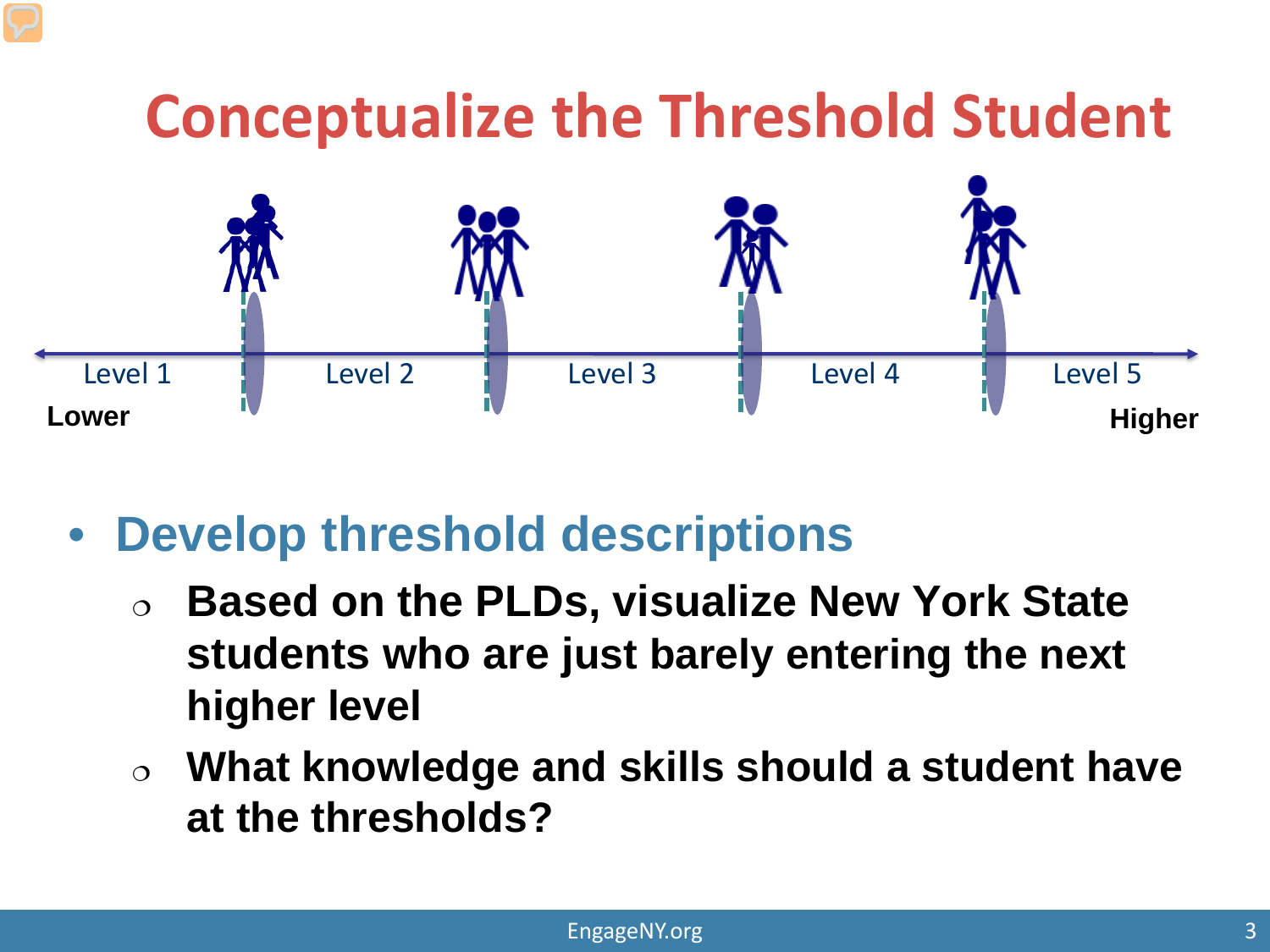# Conceptualize the Threshold Student

Level 1 | Level 2 | Level 3 | Level 4 | Level 5

**Lower** — **Higher**

- **Develop threshold descriptions**
  - **Based on the PLDs, visualize New York State students who are just barely entering the next higher level**
  - **What knowledge and skills should a student have at the thresholds?**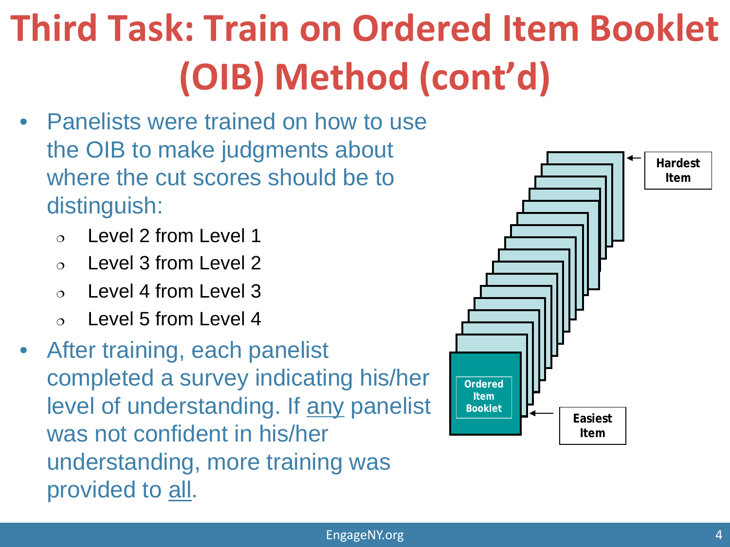# Third Task: Train on Ordered Item Booklet (OIB) Method (cont'd)

- Panelists were trained on how to use the OIB to make judgments about where the cut scores should be to distinguish:
  - Level 2 from Level 1
  - Level 3 from Level 2
  - Level 4 from Level 3
  - Level 5 from Level 4
- After training, each panelist completed a survey indicating his/her level of understanding. If any panelist was not confident in his/her understanding, more training was provided to all.

Hardest Item

Ordered Item Booklet

Easiest Item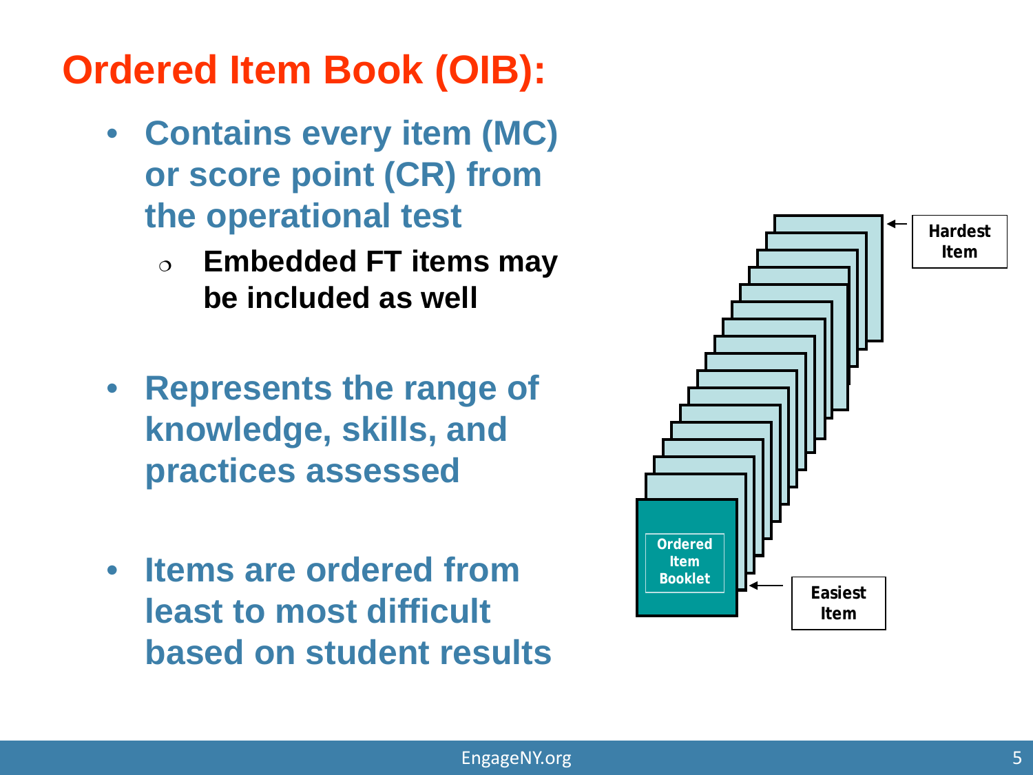# Ordered Item Book (OIB):

- Contains every item (MC) or score point (CR) from the operational test
  - Embedded FT items may be included as well
- Represents the range of knowledge, skills, and practices assessed
- Items are ordered from least to most difficult based on student results

Ordered Item Booklet

Hardest Item

Easiest Item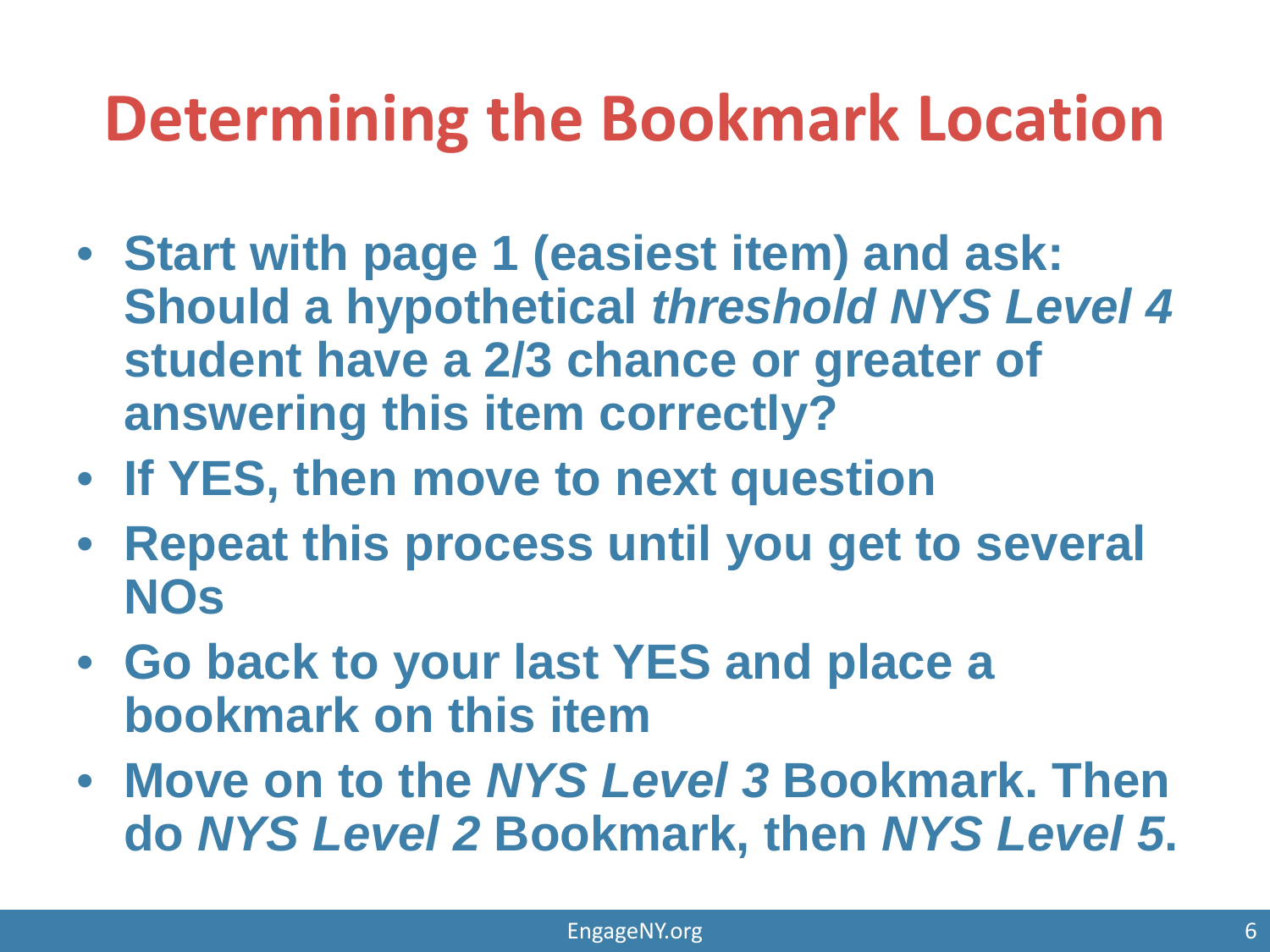# Determining the Bookmark Location

- **Start with page 1 (easiest item) and ask: Should a hypothetical *threshold NYS Level 4* student have a 2/3 chance or greater of answering this item correctly?**
- **If YES, then move to next question**
- **Repeat this process until you get to several NOs**
- **Go back to your last YES and place a bookmark on this item**
- **Move on to the *NYS Level 3* Bookmark. Then do *NYS Level 2* Bookmark, then *NYS Level 5*.**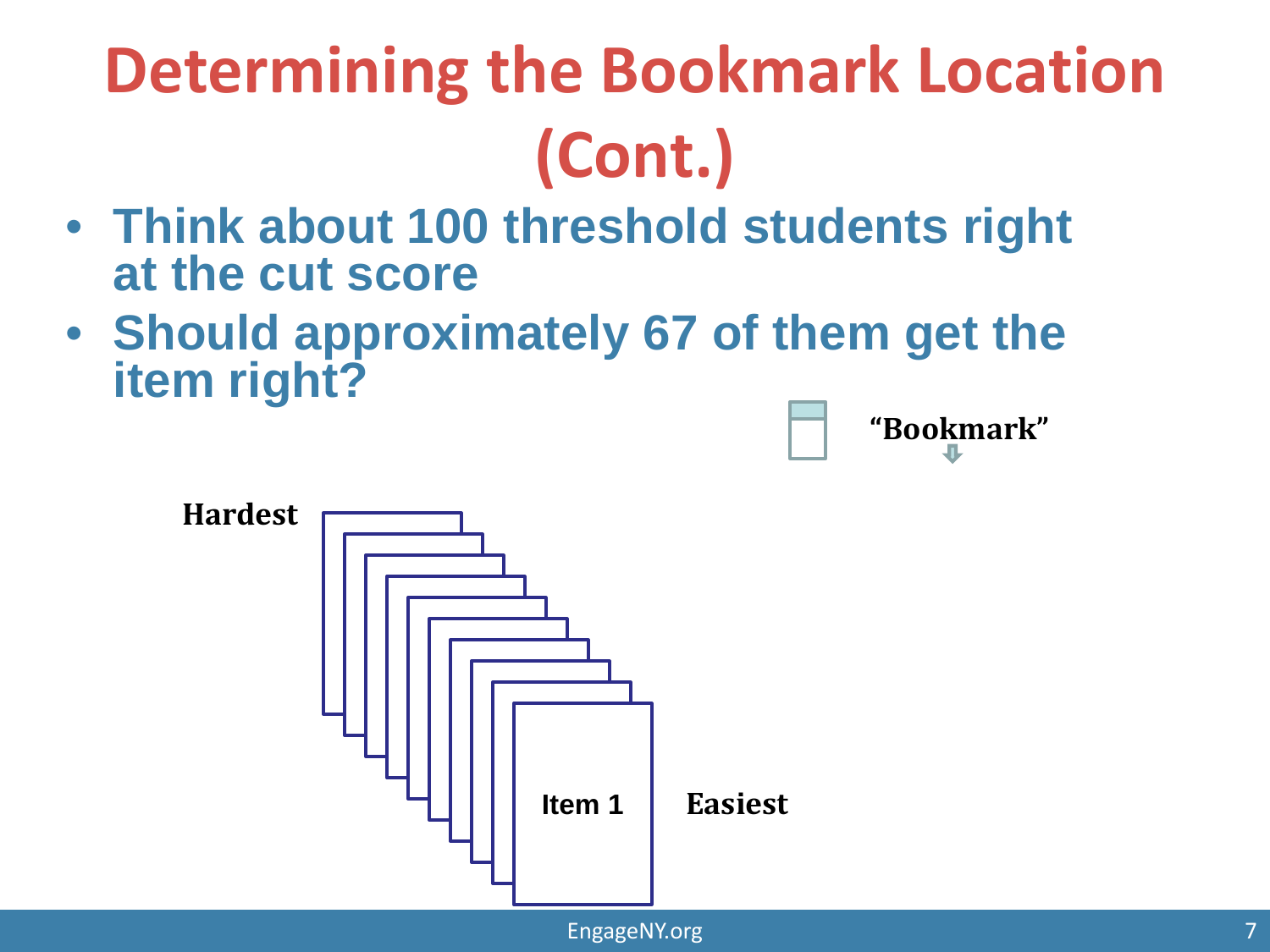# Determining the Bookmark Location (Cont.)

- Think about 100 threshold students right at the cut score
- Should approximately 67 of them get the item right?

"Bookmark"

Hardest

Item 1

Easiest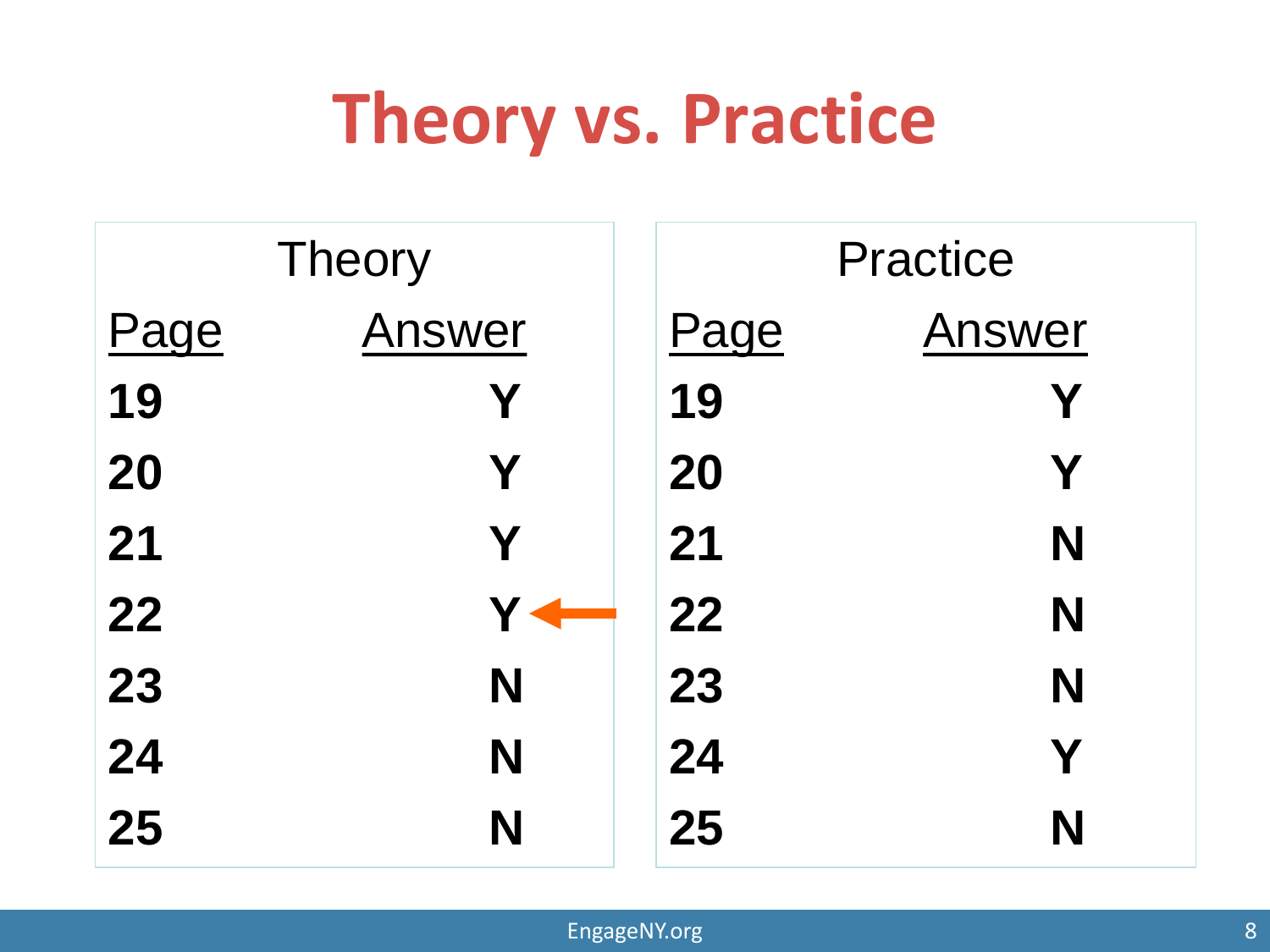# Theory vs. Practice

| Theory | |
|---|---|
| Page | Answer |
| 19 | Y |
| 20 | Y |
| 21 | Y |
| 22 | Y |
| 23 | N |
| 24 | N |
| 25 | N |

| Practice | |
|---|---|
| Page | Answer |
| 19 | Y |
| 20 | Y |
| 21 | N |
| 22 | N |
| 23 | N |
| 24 | Y |
| 25 | N |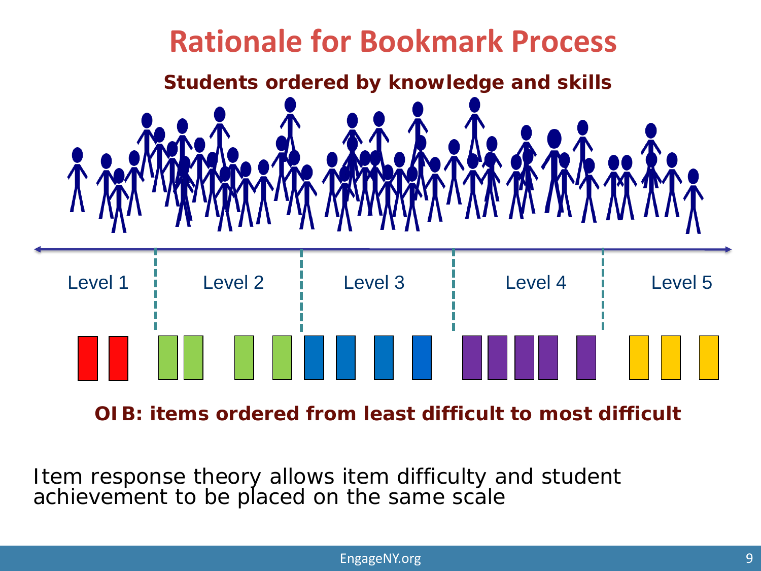# Rationale for Bookmark Process

**Students ordered by knowledge and skills**

Level 1

Level 2

Level 3

Level 4

Level 5

**OIB: items ordered from least difficult to most difficult**

Item response theory allows item difficulty and student achievement to be placed on the same scale